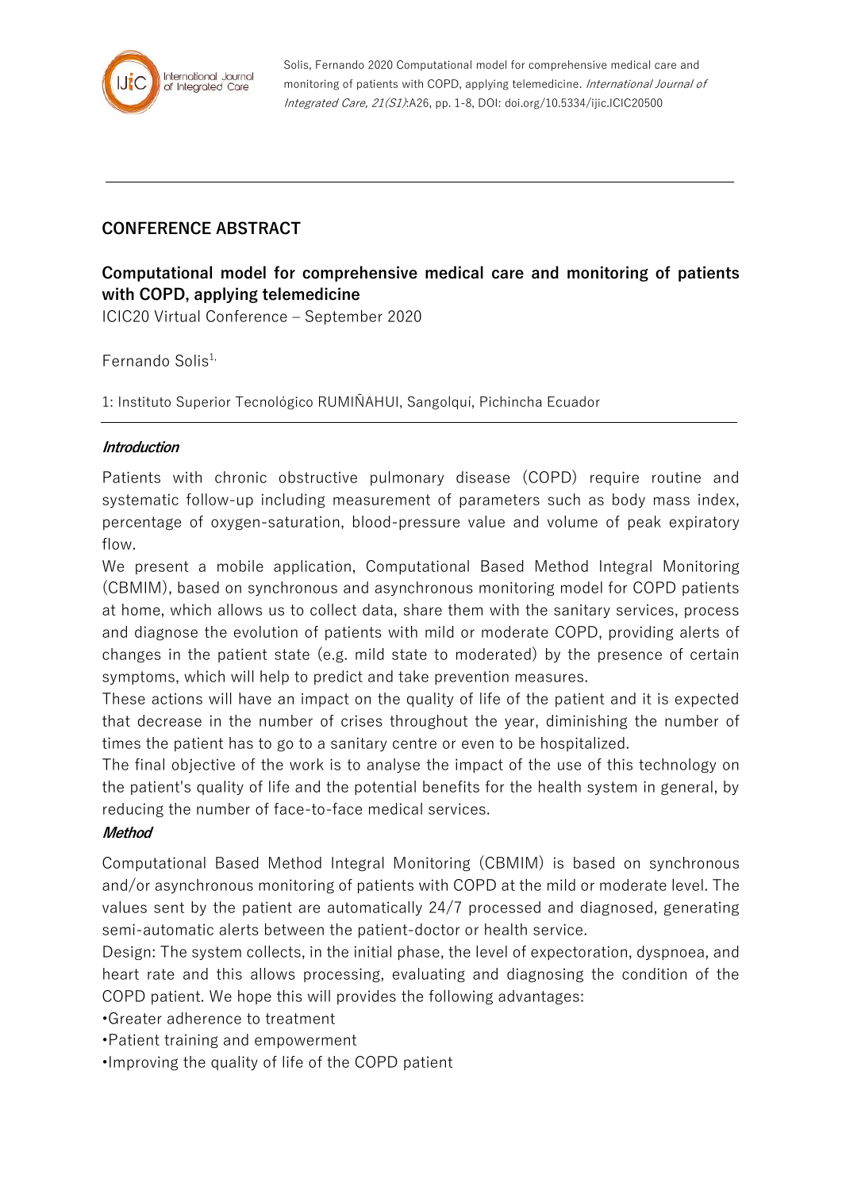Solis, Fernando 2020 Computational model for comprehensive medical care and monitoring of patients with COPD, applying telemedicine. *International Journal of Integrated Care, 21(S1)*:A26, pp. 1-8, DOI: doi.org/10.5334/ijic.ICIC20500

## CONFERENCE ABSTRACT

# Computational model for comprehensive medical care and monitoring of patients with COPD, applying telemedicine

ICIC20 Virtual Conference – September 2020

Fernando Solis[1,]

1: Instituto Superior Tecnológico RUMIÑAHUI, Sangolquí, Pichincha Ecuador

### *Introduction*

Patients with chronic obstructive pulmonary disease (COPD) require routine and systematic follow-up including measurement of parameters such as body mass index, percentage of oxygen-saturation, blood-pressure value and volume of peak expiratory flow.

We present a mobile application, Computational Based Method Integral Monitoring (CBMIM), based on synchronous and asynchronous monitoring model for COPD patients at home, which allows us to collect data, share them with the sanitary services, process and diagnose the evolution of patients with mild or moderate COPD, providing alerts of changes in the patient state (e.g. mild state to moderated) by the presence of certain symptoms, which will help to predict and take prevention measures.

These actions will have an impact on the quality of life of the patient and it is expected that decrease in the number of crises throughout the year, diminishing the number of times the patient has to go to a sanitary centre or even to be hospitalized.

The final objective of the work is to analyse the impact of the use of this technology on the patient's quality of life and the potential benefits for the health system in general, by reducing the number of face-to-face medical services.

### *Method*

Computational Based Method Integral Monitoring (CBMIM) is based on synchronous and/or asynchronous monitoring of patients with COPD at the mild or moderate level. The values sent by the patient are automatically 24/7 processed and diagnosed, generating semi-automatic alerts between the patient-doctor or health service.

Design: The system collects, in the initial phase, the level of expectoration, dyspnoea, and heart rate and this allows processing, evaluating and diagnosing the condition of the COPD patient. We hope this will provides the following advantages:

•Greater adherence to treatment
•Patient training and empowerment
•Improving the quality of life of the COPD patient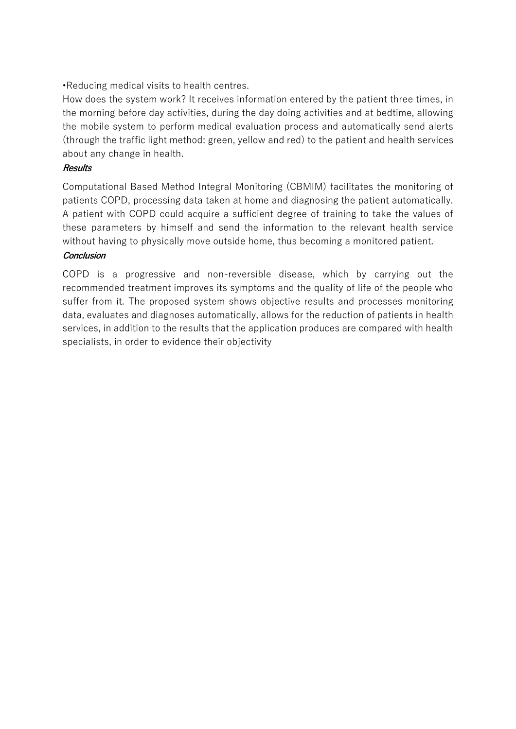•Reducing medical visits to health centres.

How does the system work? It receives information entered by the patient three times, in the morning before day activities, during the day doing activities and at bedtime, allowing the mobile system to perform medical evaluation process and automatically send alerts (through the traffic light method: green, yellow and red) to the patient and health services about any change in health.

***Results***

Computational Based Method Integral Monitoring (CBMIM) facilitates the monitoring of patients COPD, processing data taken at home and diagnosing the patient automatically. A patient with COPD could acquire a sufficient degree of training to take the values of these parameters by himself and send the information to the relevant health service without having to physically move outside home, thus becoming a monitored patient.

***Conclusion***

COPD is a progressive and non-reversible disease, which by carrying out the recommended treatment improves its symptoms and the quality of life of the people who suffer from it. The proposed system shows objective results and processes monitoring data, evaluates and diagnoses automatically, allows for the reduction of patients in health services, in addition to the results that the application produces are compared with health specialists, in order to evidence their objectivity